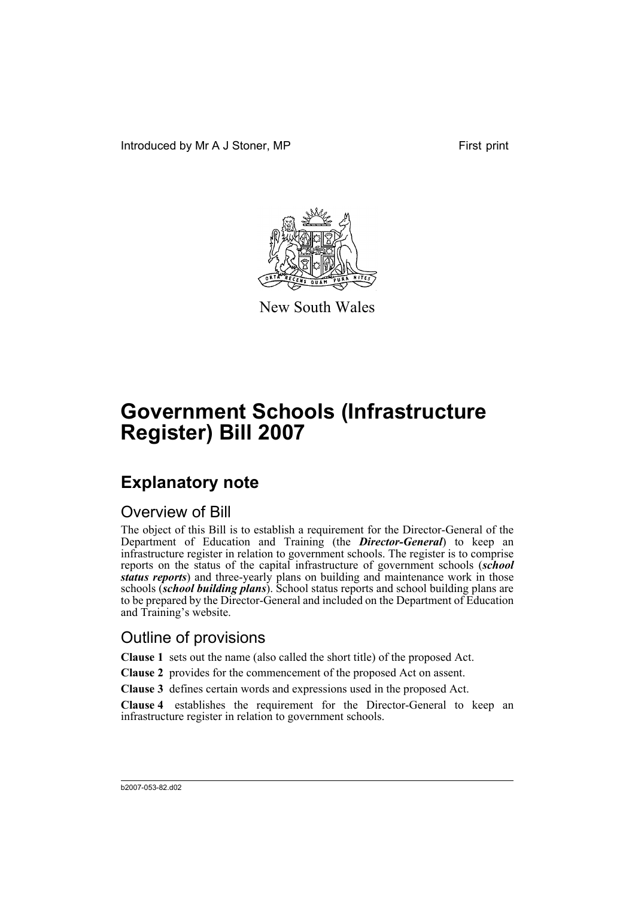Introduced by Mr A J Stoner, MP First print

New South Wales

# Government Schools (Infrastructure Register) Bill 2007

## Explanatory note

### Overview of Bill

The object of this Bill is to establish a requirement for the Director-General of the Department of Education and Training (the ***Director-General***) to keep an infrastructure register in relation to government schools. The register is to comprise reports on the status of the capital infrastructure of government schools (***school status reports***) and three-yearly plans on building and maintenance work in those schools (***school building plans***). School status reports and school building plans are to be prepared by the Director-General and included on the Department of Education and Training's website.

### Outline of provisions

**Clause 1** sets out the name (also called the short title) of the proposed Act.

**Clause 2** provides for the commencement of the proposed Act on assent.

**Clause 3** defines certain words and expressions used in the proposed Act.

**Clause 4** establishes the requirement for the Director-General to keep an infrastructure register in relation to government schools.

b2007-053-82.d02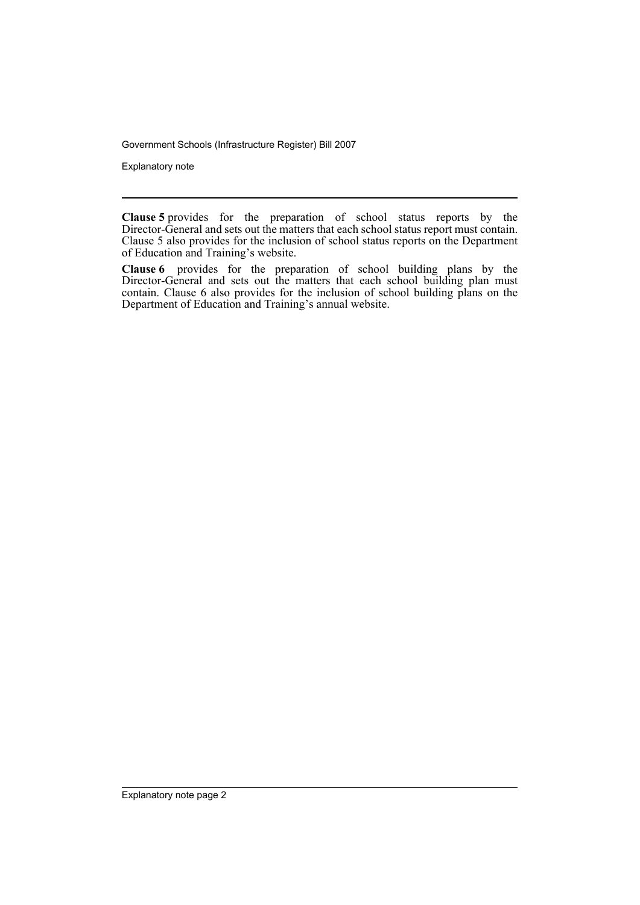**Clause 5** provides for the preparation of school status reports by the Director-General and sets out the matters that each school status report must contain. Clause 5 also provides for the inclusion of school status reports on the Department of Education and Training's website.

**Clause 6** provides for the preparation of school building plans by the Director-General and sets out the matters that each school building plan must contain. Clause 6 also provides for the inclusion of school building plans on the Department of Education and Training's annual website.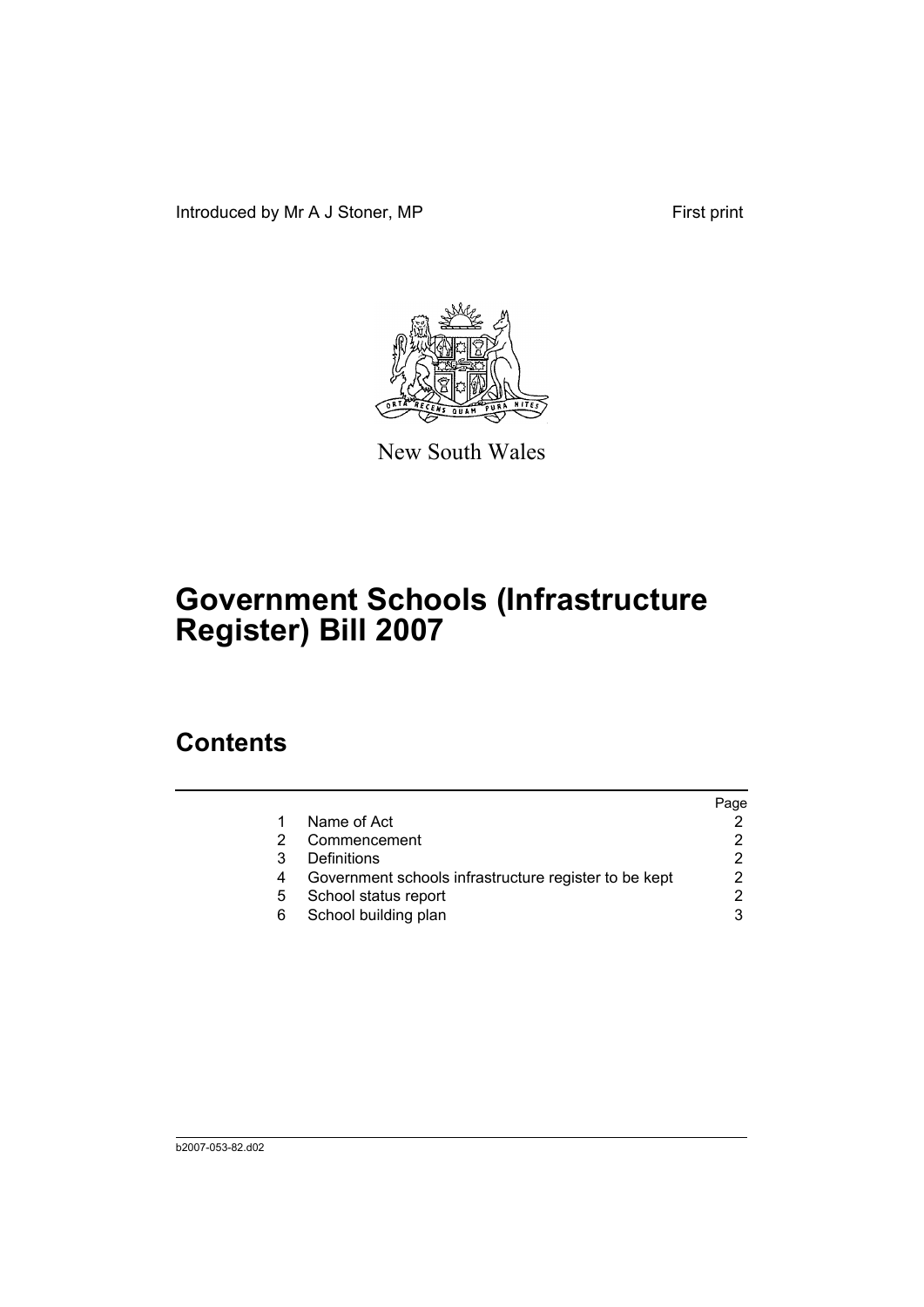Introduced by Mr A J Stoner, MP First print

New South Wales

# Government Schools (Infrastructure Register) Bill 2007

## Contents

| | | Page |
|---|---|---|
| 1 | Name of Act | 2 |
| 2 | Commencement | 2 |
| 3 | Definitions | 2 |
| 4 | Government schools infrastructure register to be kept | 2 |
| 5 | School status report | 2 |
| 6 | School building plan | 3 |

b2007-053-82.d02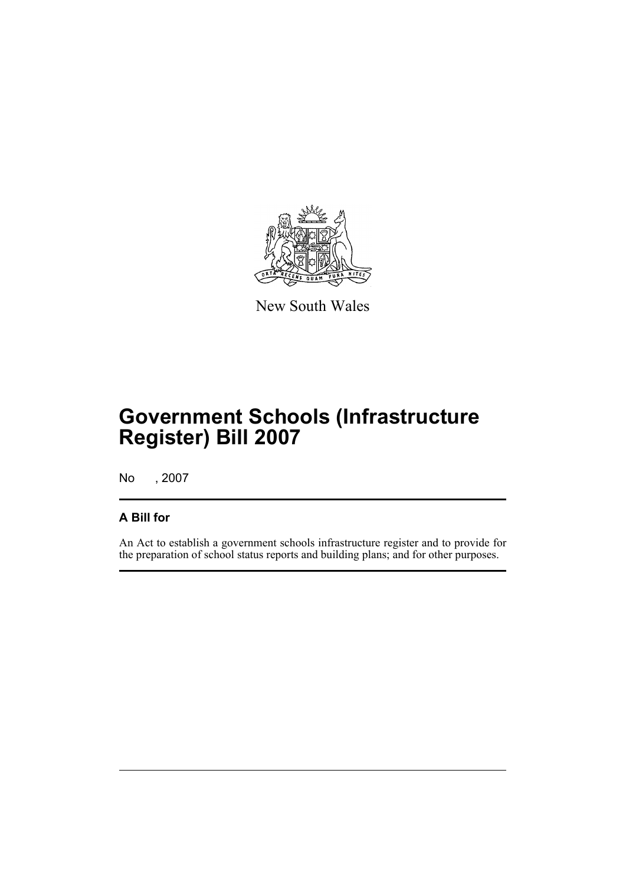New South Wales

# Government Schools (Infrastructure Register) Bill 2007

No , 2007

## A Bill for

An Act to establish a government schools infrastructure register and to provide for the preparation of school status reports and building plans; and for other purposes.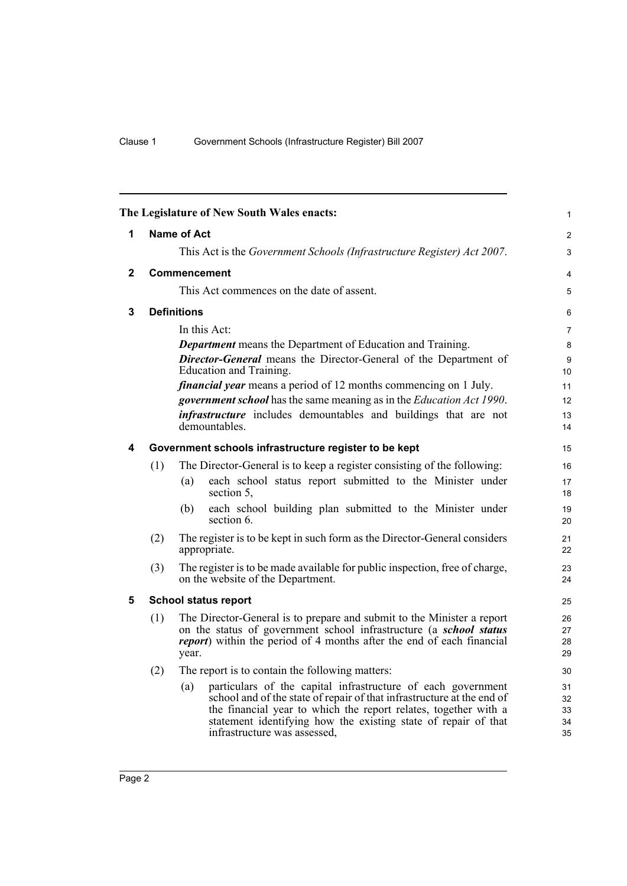The Legislature of New South Wales enacts:

## 1 Name of Act

This Act is the *Government Schools (Infrastructure Register) Act 2007*.

## 2 Commencement

This Act commences on the date of assent.

## 3 Definitions

In this Act:

***Department*** means the Department of Education and Training.

***Director-General*** means the Director-General of the Department of Education and Training.

***financial year*** means a period of 12 months commencing on 1 July.

***government school*** has the same meaning as in the *Education Act 1990*.

***infrastructure*** includes demountables and buildings that are not demountables.

## 4 Government schools infrastructure register to be kept

(1) The Director-General is to keep a register consisting of the following:

- (a) each school status report submitted to the Minister under section 5,
- (b) each school building plan submitted to the Minister under section 6.

(2) The register is to be kept in such form as the Director-General considers appropriate.

(3) The register is to be made available for public inspection, free of charge, on the website of the Department.

## 5 School status report

(1) The Director-General is to prepare and submit to the Minister a report on the status of government school infrastructure (a ***school status report***) within the period of 4 months after the end of each financial year.

(2) The report is to contain the following matters:

- (a) particulars of the capital infrastructure of each government school and of the state of repair of that infrastructure at the end of the financial year to which the report relates, together with a statement identifying how the existing state of repair of that infrastructure was assessed,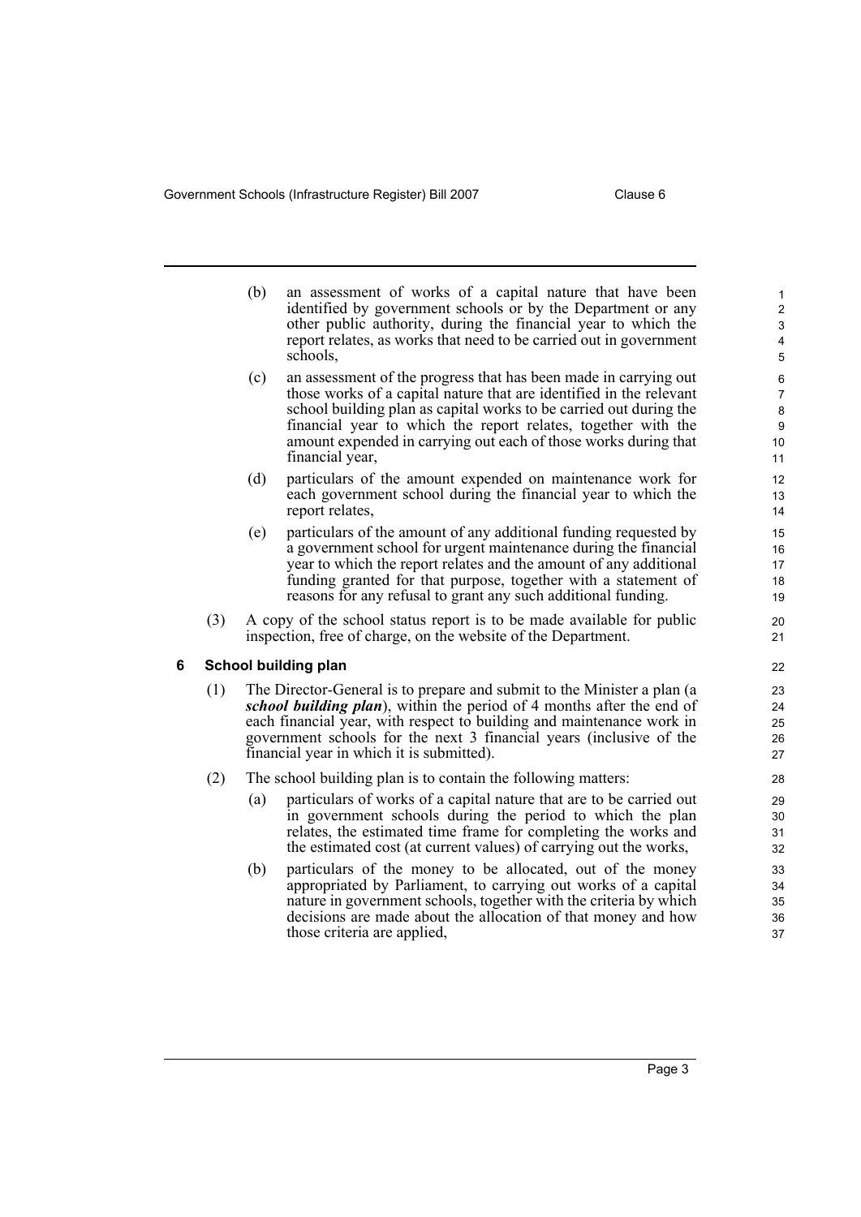(b) an assessment of works of a capital nature that have been identified by government schools or by the Department or any other public authority, during the financial year to which the report relates, as works that need to be carried out in government schools,

(c) an assessment of the progress that has been made in carrying out those works of a capital nature that are identified in the relevant school building plan as capital works to be carried out during the financial year to which the report relates, together with the amount expended in carrying out each of those works during that financial year,

(d) particulars of the amount expended on maintenance work for each government school during the financial year to which the report relates,

(e) particulars of the amount of any additional funding requested by a government school for urgent maintenance during the financial year to which the report relates and the amount of any additional funding granted for that purpose, together with a statement of reasons for any refusal to grant any such additional funding.

(3) A copy of the school status report is to be made available for public inspection, free of charge, on the website of the Department.

## 6 School building plan

(1) The Director-General is to prepare and submit to the Minister a plan (a ***school building plan***), within the period of 4 months after the end of each financial year, with respect to building and maintenance work in government schools for the next 3 financial years (inclusive of the financial year in which it is submitted).

(2) The school building plan is to contain the following matters:

(a) particulars of works of a capital nature that are to be carried out in government schools during the period to which the plan relates, the estimated time frame for completing the works and the estimated cost (at current values) of carrying out the works,

(b) particulars of the money to be allocated, out of the money appropriated by Parliament, to carrying out works of a capital nature in government schools, together with the criteria by which decisions are made about the allocation of that money and how those criteria are applied,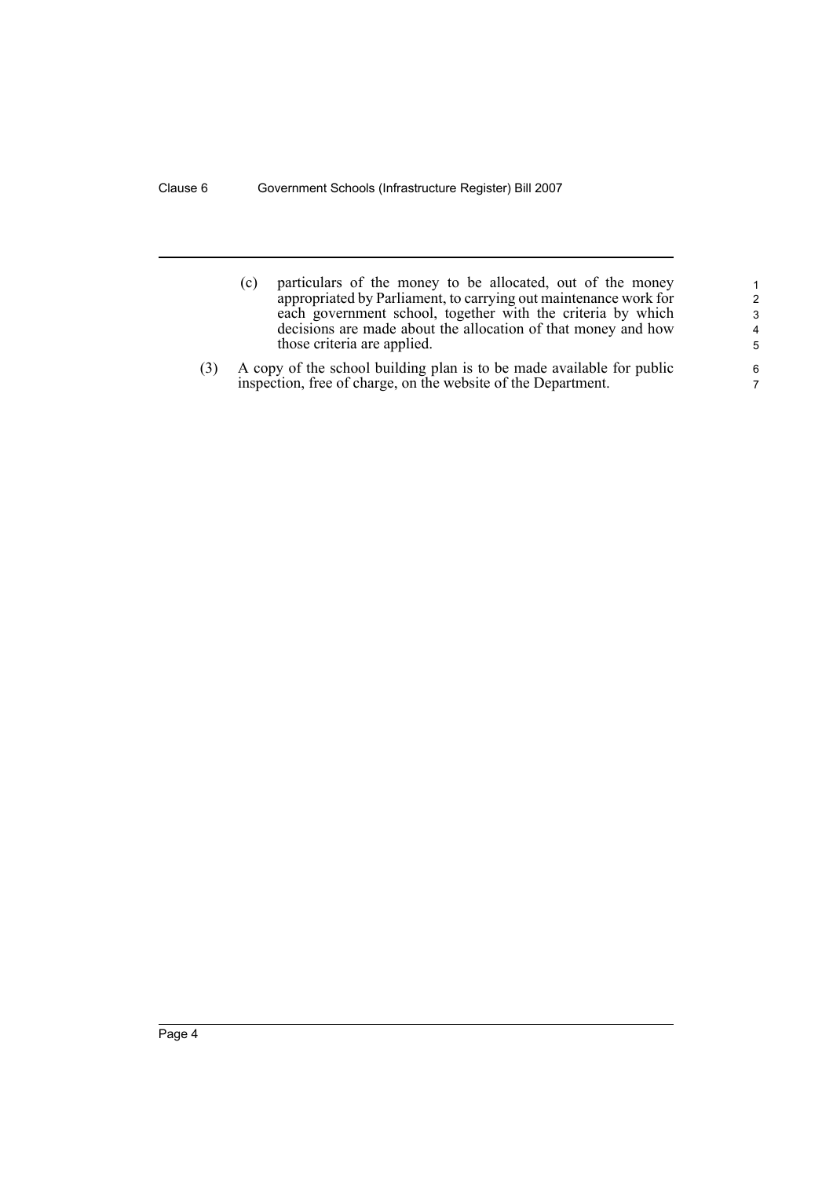(c) particulars of the money to be allocated, out of the money appropriated by Parliament, to carrying out maintenance work for each government school, together with the criteria by which decisions are made about the allocation of that money and how those criteria are applied.

(3) A copy of the school building plan is to be made available for public inspection, free of charge, on the website of the Department.